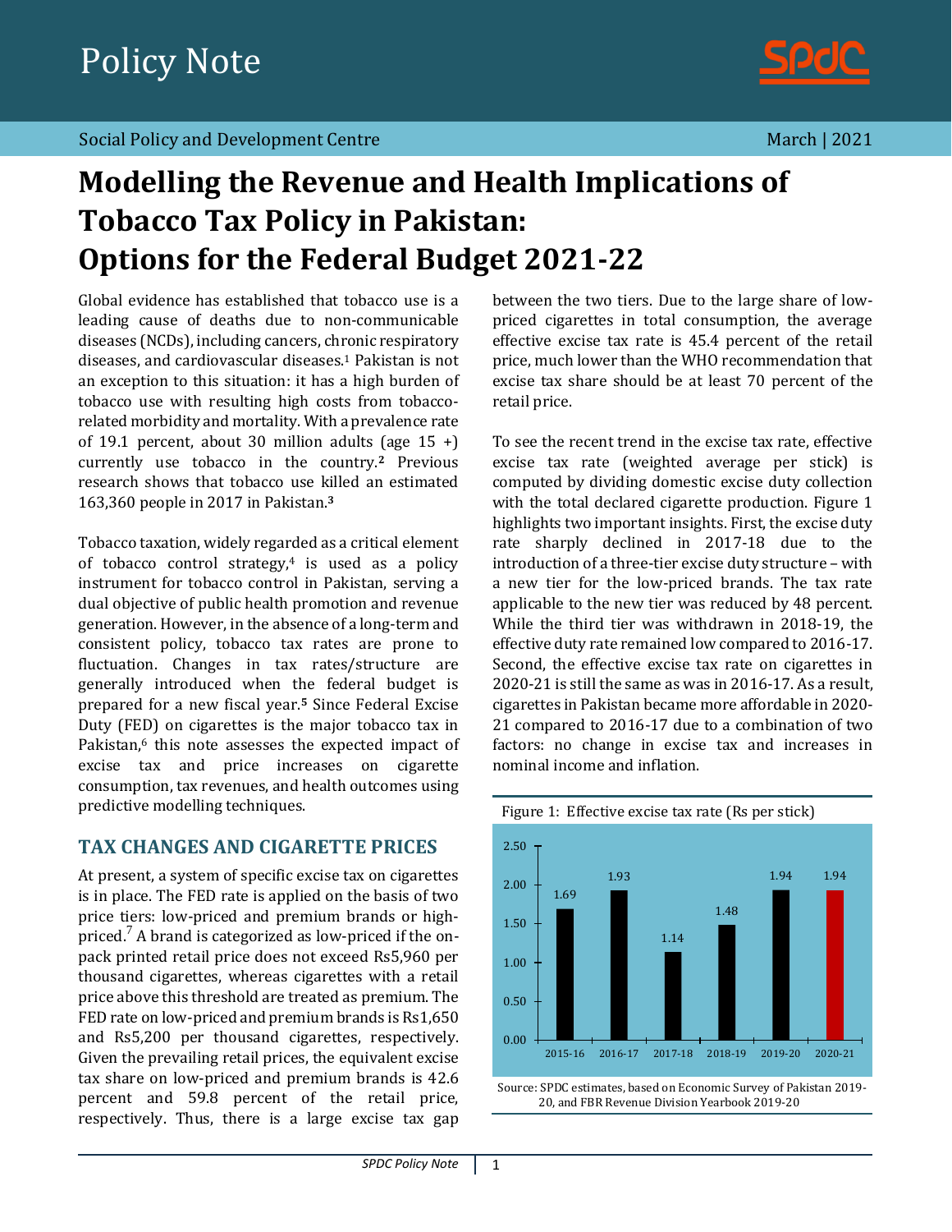# Policy Note

Social Policy and Development Centre

March | 2021

# Modelling the Revenue and Health Implications of Tobacco Tax Policy in Pakistan: Options for the Federal Budget 2021-22

Global evidence has established that tobacco use is a leading cause of deaths due to non-communicable diseases (NCDs), including cancers, chronic respiratory diseases, and cardiovascular diseases.[1] Pakistan is not an exception to this situation: it has a high burden of tobacco use with resulting high costs from tobacco-related morbidity and mortality. With a prevalence rate of 19.1 percent, about 30 million adults (age 15 +) currently use tobacco in the country.[2] Previous research shows that tobacco use killed an estimated 163,360 people in 2017 in Pakistan.[3]

Tobacco taxation, widely regarded as a critical element of tobacco control strategy,[4] is used as a policy instrument for tobacco control in Pakistan, serving a dual objective of public health promotion and revenue generation. However, in the absence of a long-term and consistent policy, tobacco tax rates are prone to fluctuation. Changes in tax rates/structure are generally introduced when the federal budget is prepared for a new fiscal year.[5] Since Federal Excise Duty (FED) on cigarettes is the major tobacco tax in Pakistan,[6] this note assesses the expected impact of excise tax and price increases on cigarette consumption, tax revenues, and health outcomes using predictive modelling techniques.

## TAX CHANGES AND CIGARETTE PRICES

At present, a system of specific excise tax on cigarettes is in place. The FED rate is applied on the basis of two price tiers: low-priced and premium brands or high-priced.[7] A brand is categorized as low-priced if the on-pack printed retail price does not exceed Rs5,960 per thousand cigarettes, whereas cigarettes with a retail price above this threshold are treated as premium. The FED rate on low-priced and premium brands is Rs1,650 and Rs5,200 per thousand cigarettes, respectively. Given the prevailing retail prices, the equivalent excise tax share on low-priced and premium brands is 42.6 percent and 59.8 percent of the retail price, respectively. Thus, there is a large excise tax gap between the two tiers. Due to the large share of low-priced cigarettes in total consumption, the average effective excise tax rate is 45.4 percent of the retail price, much lower than the WHO recommendation that excise tax share should be at least 70 percent of the retail price.

To see the recent trend in the excise tax rate, effective excise tax rate (weighted average per stick) is computed by dividing domestic excise duty collection with the total declared cigarette production. Figure 1 highlights two important insights. First, the excise duty rate sharply declined in 2017-18 due to the introduction of a three-tier excise duty structure – with a new tier for the low-priced brands. The tax rate applicable to the new tier was reduced by 48 percent. While the third tier was withdrawn in 2018-19, the effective duty rate remained low compared to 2016-17. Second, the effective excise tax rate on cigarettes in 2020-21 is still the same as was in 2016-17. As a result, cigarettes in Pakistan became more affordable in 2020-21 compared to 2016-17 due to a combination of two factors: no change in excise tax and increases in nominal income and inflation.

Figure 1: Effective excise tax rate (Rs per stick)

| Year | Rs per stick |
|---|---|
| 2015-16 | 1.69 |
| 2016-17 | 1.93 |
| 2017-18 | 1.14 |
| 2018-19 | 1.48 |
| 2019-20 | 1.94 |
| 2020-21 | 1.94 |

Source: SPDC estimates, based on Economic Survey of Pakistan 2019-20, and FBR Revenue Division Yearbook 2019-20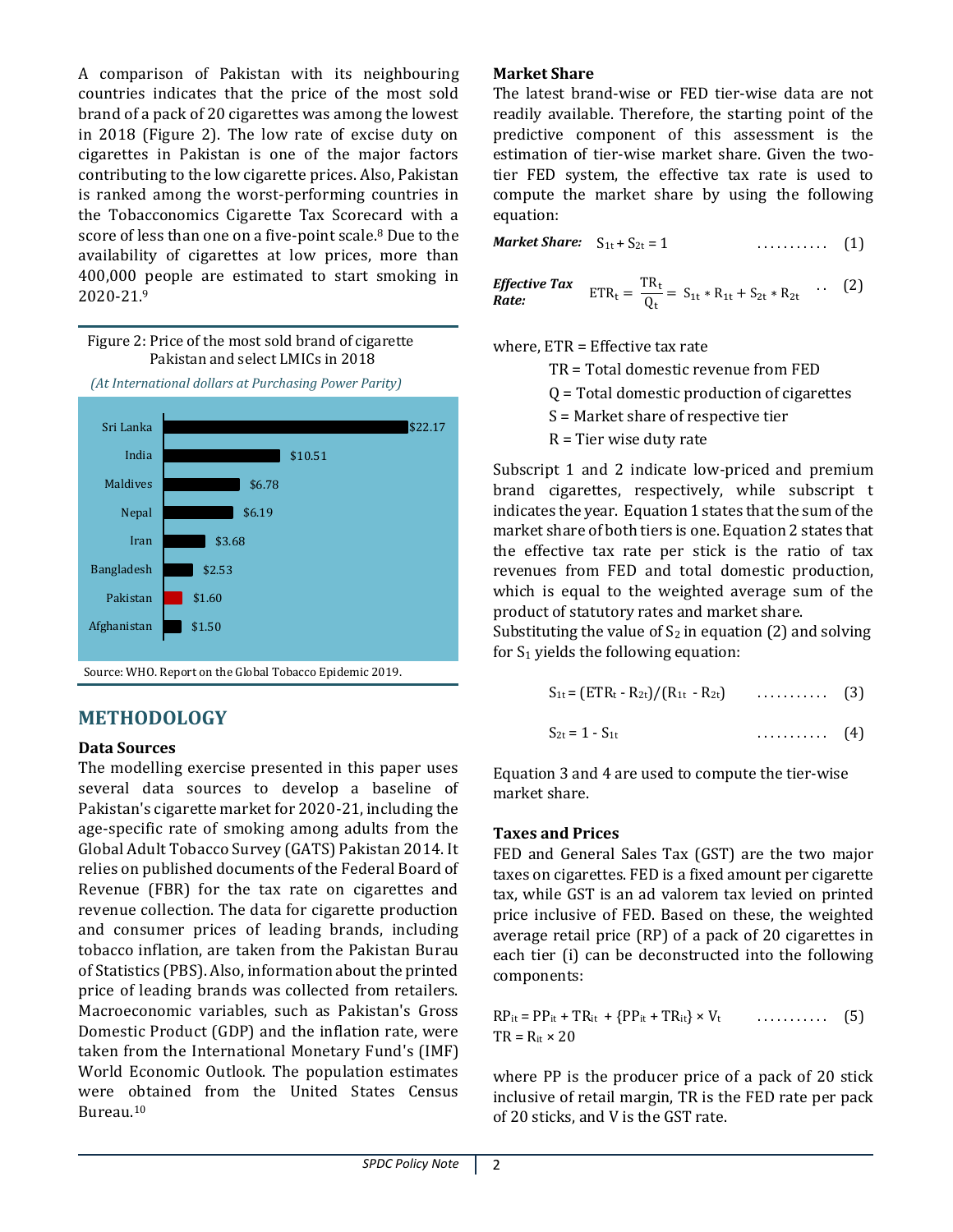A comparison of Pakistan with its neighbouring countries indicates that the price of the most sold brand of a pack of 20 cigarettes was among the lowest in 2018 (Figure 2). The low rate of excise duty on cigarettes in Pakistan is one of the major factors contributing to the low cigarette prices. Also, Pakistan is ranked among the worst-performing countries in the Tobacconomics Cigarette Tax Scorecard with a score of less than one on a five-point scale.[8] Due to the availability of cigarettes at low prices, more than 400,000 people are estimated to start smoking in 2020-21.[9]

Figure 2: Price of the most sold brand of cigarette Pakistan and select LMICs in 2018

*(At International dollars at Purchasing Power Parity)*

| Country | Price |
|---|---|
| Sri Lanka | $22.17 |
| India | $10.51 |
| Maldives | $6.78 |
| Nepal | $6.19 |
| Iran | $3.68 |
| Bangladesh | $2.53 |
| Pakistan | $1.60 |
| Afghanistan | $1.50 |

Source: WHO. Report on the Global Tobacco Epidemic 2019.

## METHODOLOGY

### Data Sources

The modelling exercise presented in this paper uses several data sources to develop a baseline of Pakistan's cigarette market for 2020-21, including the age-specific rate of smoking among adults from the Global Adult Tobacco Survey (GATS) Pakistan 2014. It relies on published documents of the Federal Board of Revenue (FBR) for the tax rate on cigarettes and revenue collection. The data for cigarette production and consumer prices of leading brands, including tobacco inflation, are taken from the Pakistan Burau of Statistics (PBS). Also, information about the printed price of leading brands was collected from retailers. Macroeconomic variables, such as Pakistan's Gross Domestic Product (GDP) and the inflation rate, were taken from the International Monetary Fund's (IMF) World Economic Outlook. The population estimates were obtained from the United States Census Bureau.[10]

### Market Share

The latest brand-wise or FED tier-wise data are not readily available. Therefore, the starting point of the predictive component of this assessment is the estimation of tier-wise market share. Given the two-tier FED system, the effective tax rate is used to compute the market share by using the following equation:

***Market Share:***

$$S_{1t} + S_{2t} = 1 \quad \ldots\ldots\ldots\ldots \quad (1)$$

***Effective Tax Rate:***

$$ETR_t = \frac{TR_t}{Q_t} = S_{1t} * R_{1t} + S_{2t} * R_{2t} \quad \ldots \quad (2)$$

where, ETR = Effective tax rate

TR = Total domestic revenue from FED

Q = Total domestic production of cigarettes

S = Market share of respective tier

R = Tier wise duty rate

Subscript 1 and 2 indicate low-priced and premium brand cigarettes, respectively, while subscript t indicates the year. Equation 1 states that the sum of the market share of both tiers is one. Equation 2 states that the effective tax rate per stick is the ratio of tax revenues from FED and total domestic production, which is equal to the weighted average sum of the product of statutory rates and market share.

Substituting the value of $S_2$ in equation (2) and solving for $S_1$ yields the following equation:

$$S_{1t} = (ETR_t - R_{2t})/(R_{1t} - R_{2t}) \quad \ldots\ldots\ldots\ldots \quad (3)$$

$$S_{2t} = 1 - S_{1t} \quad \ldots\ldots\ldots\ldots \quad (4)$$

Equation 3 and 4 are used to compute the tier-wise market share.

### Taxes and Prices

FED and General Sales Tax (GST) are the two major taxes on cigarettes. FED is a fixed amount per cigarette tax, while GST is an ad valorem tax levied on printed price inclusive of FED. Based on these, the weighted average retail price (RP) of a pack of 20 cigarettes in each tier (i) can be deconstructed into the following components:

$$RP_{it} = PP_{it} + TR_{it} + \{PP_{it} + TR_{it}\} \times V_t \quad \ldots\ldots\ldots\ldots \quad (5)$$

$$TR = R_{it} \times 20$$

where PP is the producer price of a pack of 20 stick inclusive of retail margin, TR is the FED rate per pack of 20 sticks, and V is the GST rate.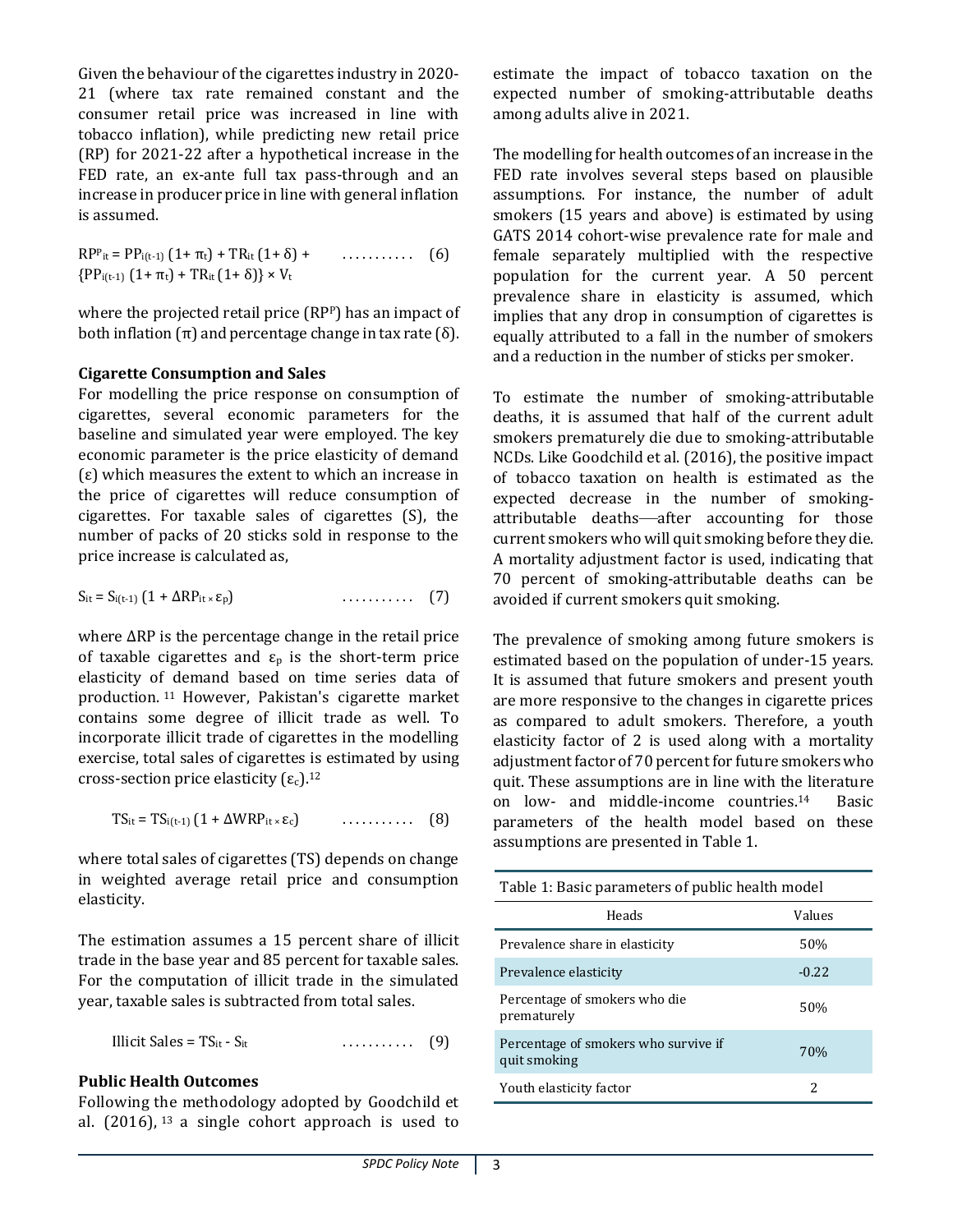Given the behaviour of the cigarettes industry in 2020-21 (where tax rate remained constant and the consumer retail price was increased in line with tobacco inflation), while predicting new retail price (RP) for 2021-22 after a hypothetical increase in the FED rate, an ex-ante full tax pass-through and an increase in producer price in line with general inflation is assumed.

$$RP^{p}_{it} = PP_{i(t-1)}\,(1+\pi_t) + TR_{it}\,(1+\delta) + \{PP_{i(t-1)}\,(1+\pi_t) + TR_{it}\,(1+\delta)\} \times V_t \qquad (6)$$

where the projected retail price ($RP^{p}$) has an impact of both inflation ($\pi$) and percentage change in tax rate ($\delta$).

**Cigarette Consumption and Sales**

For modelling the price response on consumption of cigarettes, several economic parameters for the baseline and simulated year were employed. The key economic parameter is the price elasticity of demand ($\varepsilon$) which measures the extent to which an increase in the price of cigarettes will reduce consumption of cigarettes. For taxable sales of cigarettes (S), the number of packs of 20 sticks sold in response to the price increase is calculated as,

$$S_{it} = S_{i(t-1)}\,(1 + \Delta RP_{it} \times \varepsilon_p) \qquad (7)$$

where ΔRP is the percentage change in the retail price of taxable cigarettes and $\varepsilon_p$ is the short-term price elasticity of demand based on time series data of production.[11] However, Pakistan's cigarette market contains some degree of illicit trade as well. To incorporate illicit trade of cigarettes in the modelling exercise, total sales of cigarettes is estimated by using cross-section price elasticity ($\varepsilon_c$).[12]

$$TS_{it} = TS_{i(t-1)}\,(1 + \Delta WRP_{it} \times \varepsilon_c) \qquad (8)$$

where total sales of cigarettes (TS) depends on change in weighted average retail price and consumption elasticity.

The estimation assumes a 15 percent share of illicit trade in the base year and 85 percent for taxable sales. For the computation of illicit trade in the simulated year, taxable sales is subtracted from total sales.

$$\text{Illicit Sales} = TS_{it} - S_{it} \qquad (9)$$

**Public Health Outcomes**

Following the methodology adopted by Goodchild et al. (2016),[13] a single cohort approach is used to estimate the impact of tobacco taxation on the expected number of smoking-attributable deaths among adults alive in 2021.

The modelling for health outcomes of an increase in the FED rate involves several steps based on plausible assumptions. For instance, the number of adult smokers (15 years and above) is estimated by using GATS 2014 cohort-wise prevalence rate for male and female separately multiplied with the respective population for the current year. A 50 percent prevalence share in elasticity is assumed, which implies that any drop in consumption of cigarettes is equally attributed to a fall in the number of smokers and a reduction in the number of sticks per smoker.

To estimate the number of smoking-attributable deaths, it is assumed that half of the current adult smokers prematurely die due to smoking-attributable NCDs. Like Goodchild et al. (2016), the positive impact of tobacco taxation on health is estimated as the expected decrease in the number of smoking-attributable deaths—after accounting for those current smokers who will quit smoking before they die. A mortality adjustment factor is used, indicating that 70 percent of smoking-attributable deaths can be avoided if current smokers quit smoking.

The prevalence of smoking among future smokers is estimated based on the population of under-15 years. It is assumed that future smokers and present youth are more responsive to the changes in cigarette prices as compared to adult smokers. Therefore, a youth elasticity factor of 2 is used along with a mortality adjustment factor of 70 percent for future smokers who quit. These assumptions are in line with the literature on low- and middle-income countries.[14] Basic parameters of the health model based on these assumptions are presented in Table 1.

Table 1: Basic parameters of public health model

| Heads | Values |
|---|---|
| Prevalence share in elasticity | 50% |
| Prevalence elasticity | -0.22 |
| Percentage of smokers who die prematurely | 50% |
| Percentage of smokers who survive if quit smoking | 70% |
| Youth elasticity factor | 2 |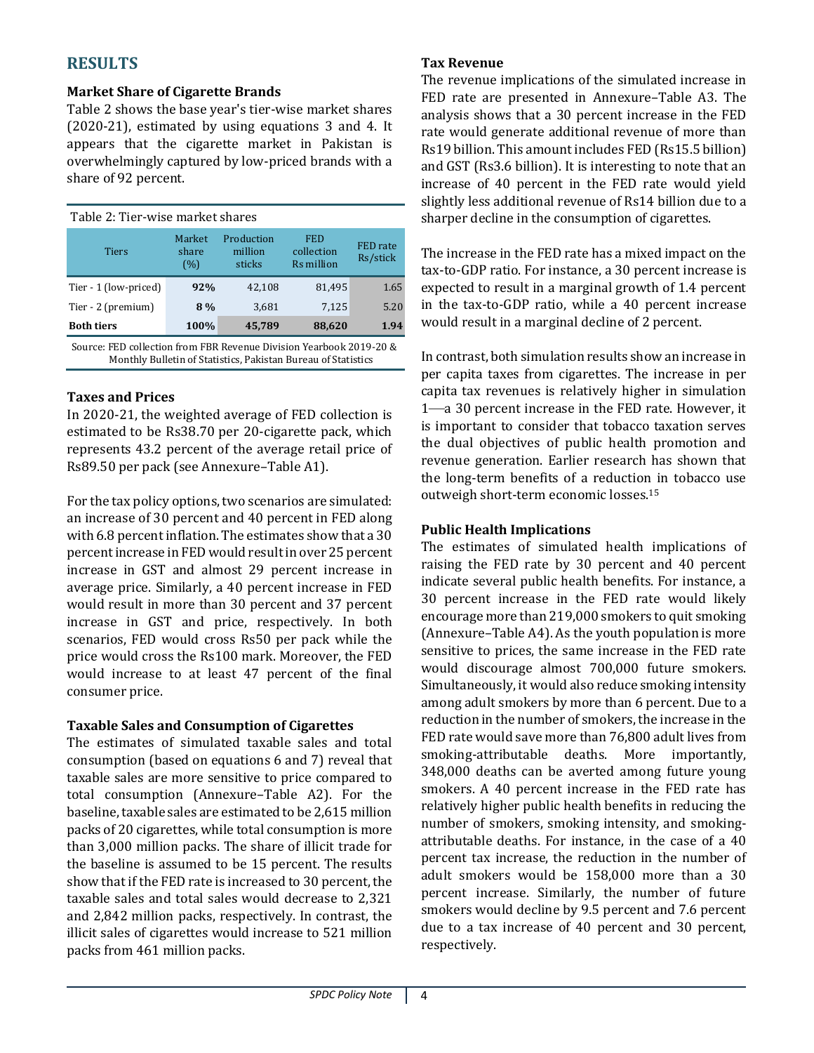## RESULTS

### Market Share of Cigarette Brands

Table 2 shows the base year's tier-wise market shares (2020-21), estimated by using equations 3 and 4. It appears that the cigarette market in Pakistan is overwhelmingly captured by low-priced brands with a share of 92 percent.

Table 2: Tier-wise market shares

| Tiers | Market share (%) | Production million sticks | FED collection Rs million | FED rate Rs/stick |
|---|---|---|---|---|
| Tier - 1 (low-priced) | **92%** | 42,108 | 81,495 | 1.65 |
| Tier - 2 (premium) | **8 %** | 3,681 | 7,125 | 5.20 |
| **Both tiers** | **100%** | **45,789** | **88,620** | **1.94** |

Source: FED collection from FBR Revenue Division Yearbook 2019-20 & Monthly Bulletin of Statistics, Pakistan Bureau of Statistics

### Taxes and Prices

In 2020-21, the weighted average of FED collection is estimated to be Rs38.70 per 20-cigarette pack, which represents 43.2 percent of the average retail price of Rs89.50 per pack (see Annexure–Table A1).

For the tax policy options, two scenarios are simulated: an increase of 30 percent and 40 percent in FED along with 6.8 percent inflation. The estimates show that a 30 percent increase in FED would result in over 25 percent increase in GST and almost 29 percent increase in average price. Similarly, a 40 percent increase in FED would result in more than 30 percent and 37 percent increase in GST and price, respectively. In both scenarios, FED would cross Rs50 per pack while the price would cross the Rs100 mark. Moreover, the FED would increase to at least 47 percent of the final consumer price.

### Taxable Sales and Consumption of Cigarettes

The estimates of simulated taxable sales and total consumption (based on equations 6 and 7) reveal that taxable sales are more sensitive to price compared to total consumption (Annexure–Table A2). For the baseline, taxable sales are estimated to be 2,615 million packs of 20 cigarettes, while total consumption is more than 3,000 million packs. The share of illicit trade for the baseline is assumed to be 15 percent. The results show that if the FED rate is increased to 30 percent, the taxable sales and total sales would decrease to 2,321 and 2,842 million packs, respectively. In contrast, the illicit sales of cigarettes would increase to 521 million packs from 461 million packs.

### Tax Revenue

The revenue implications of the simulated increase in FED rate are presented in Annexure–Table A3. The analysis shows that a 30 percent increase in the FED rate would generate additional revenue of more than Rs19 billion. This amount includes FED (Rs15.5 billion) and GST (Rs3.6 billion). It is interesting to note that an increase of 40 percent in the FED rate would yield slightly less additional revenue of Rs14 billion due to a sharper decline in the consumption of cigarettes.

The increase in the FED rate has a mixed impact on the tax-to-GDP ratio. For instance, a 30 percent increase is expected to result in a marginal growth of 1.4 percent in the tax-to-GDP ratio, while a 40 percent increase would result in a marginal decline of 2 percent.

In contrast, both simulation results show an increase in per capita taxes from cigarettes. The increase in per capita tax revenues is relatively higher in simulation 1—a 30 percent increase in the FED rate. However, it is important to consider that tobacco taxation serves the dual objectives of public health promotion and revenue generation. Earlier research has shown that the long-term benefits of a reduction in tobacco use outweigh short-term economic losses.[15]

### Public Health Implications

The estimates of simulated health implications of raising the FED rate by 30 percent and 40 percent indicate several public health benefits. For instance, a 30 percent increase in the FED rate would likely encourage more than 219,000 smokers to quit smoking (Annexure–Table A4). As the youth population is more sensitive to prices, the same increase in the FED rate would discourage almost 700,000 future smokers. Simultaneously, it would also reduce smoking intensity among adult smokers by more than 6 percent. Due to a reduction in the number of smokers, the increase in the FED rate would save more than 76,800 adult lives from smoking-attributable deaths. More importantly, 348,000 deaths can be averted among future young smokers. A 40 percent increase in the FED rate has relatively higher public health benefits in reducing the number of smokers, smoking intensity, and smoking-attributable deaths. For instance, in the case of a 40 percent tax increase, the reduction in the number of adult smokers would be 158,000 more than a 30 percent increase. Similarly, the number of future smokers would decline by 9.5 percent and 7.6 percent due to a tax increase of 40 percent and 30 percent, respectively.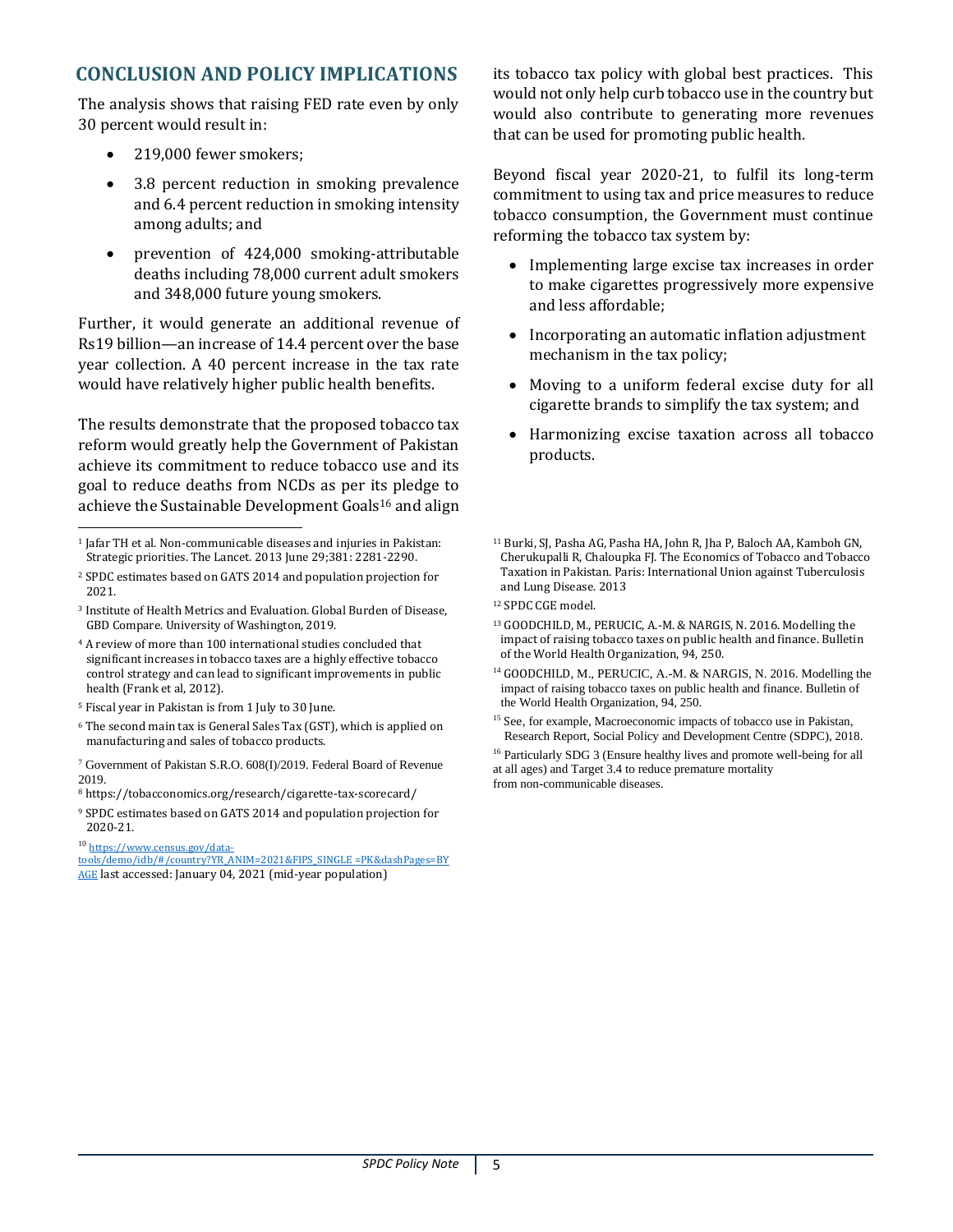## CONCLUSION AND POLICY IMPLICATIONS

The analysis shows that raising FED rate even by only 30 percent would result in:

- 219,000 fewer smokers;
- 3.8 percent reduction in smoking prevalence and 6.4 percent reduction in smoking intensity among adults; and
- prevention of 424,000 smoking-attributable deaths including 78,000 current adult smokers and 348,000 future young smokers.

Further, it would generate an additional revenue of Rs19 billion—an increase of 14.4 percent over the base year collection. A 40 percent increase in the tax rate would have relatively higher public health benefits.

The results demonstrate that the proposed tobacco tax reform would greatly help the Government of Pakistan achieve its commitment to reduce tobacco use and its goal to reduce deaths from NCDs as per its pledge to achieve the Sustainable Development Goals[16] and align its tobacco tax policy with global best practices. This would not only help curb tobacco use in the country but would also contribute to generating more revenues that can be used for promoting public health.

Beyond fiscal year 2020-21, to fulfil its long-term commitment to using tax and price measures to reduce tobacco consumption, the Government must continue reforming the tobacco tax system by:

- Implementing large excise tax increases in order to make cigarettes progressively more expensive and less affordable;
- Incorporating an automatic inflation adjustment mechanism in the tax policy;
- Moving to a uniform federal excise duty for all cigarette brands to simplify the tax system; and
- Harmonizing excise taxation across all tobacco products.

---

[1] Jafar TH et al. Non-communicable diseases and injuries in Pakistan: Strategic priorities. The Lancet. 2013 June 29;381: 2281-2290.

[2] SPDC estimates based on GATS 2014 and population projection for 2021.

[3] Institute of Health Metrics and Evaluation. Global Burden of Disease, GBD Compare. University of Washington, 2019.

[4] A review of more than 100 international studies concluded that significant increases in tobacco taxes are a highly effective tobacco control strategy and can lead to significant improvements in public health (Frank et al, 2012).

[5] Fiscal year in Pakistan is from 1 July to 30 June.

[6] The second main tax is General Sales Tax (GST), which is applied on manufacturing and sales of tobacco products.

[7] Government of Pakistan S.R.O. 608(I)/2019. Federal Board of Revenue 2019.

[8] https://tobacconomics.org/research/cigarette-tax-scorecard/

[9] SPDC estimates based on GATS 2014 and population projection for 2020-21.

[10] https://www.census.gov/data-tools/demo/idb/#/country?YR_ANIM=2021&FIPS_SINGLE =PK&dashPages=BYAGE last accessed: January 04, 2021 (mid-year population)

[11] Burki, SJ, Pasha AG, Pasha HA, John R, Jha P, Baloch AA, Kamboh GN, Cherukupalli R, Chaloupka FJ. The Economics of Tobacco and Tobacco Taxation in Pakistan. Paris: International Union against Tuberculosis and Lung Disease. 2013

[12] SPDC CGE model.

[13] GOODCHILD, M., PERUCIC, A.-M. & NARGIS, N. 2016. Modelling the impact of raising tobacco taxes on public health and finance. Bulletin of the World Health Organization, 94, 250.

[14] GOODCHILD, M., PERUCIC, A.-M. & NARGIS, N. 2016. Modelling the impact of raising tobacco taxes on public health and finance. Bulletin of the World Health Organization, 94, 250.

[15] See, for example, Macroeconomic impacts of tobacco use in Pakistan, Research Report, Social Policy and Development Centre (SDPC), 2018.

[16] Particularly SDG 3 (Ensure healthy lives and promote well-being for all at all ages) and Target 3.4 to reduce premature mortality from non-communicable diseases.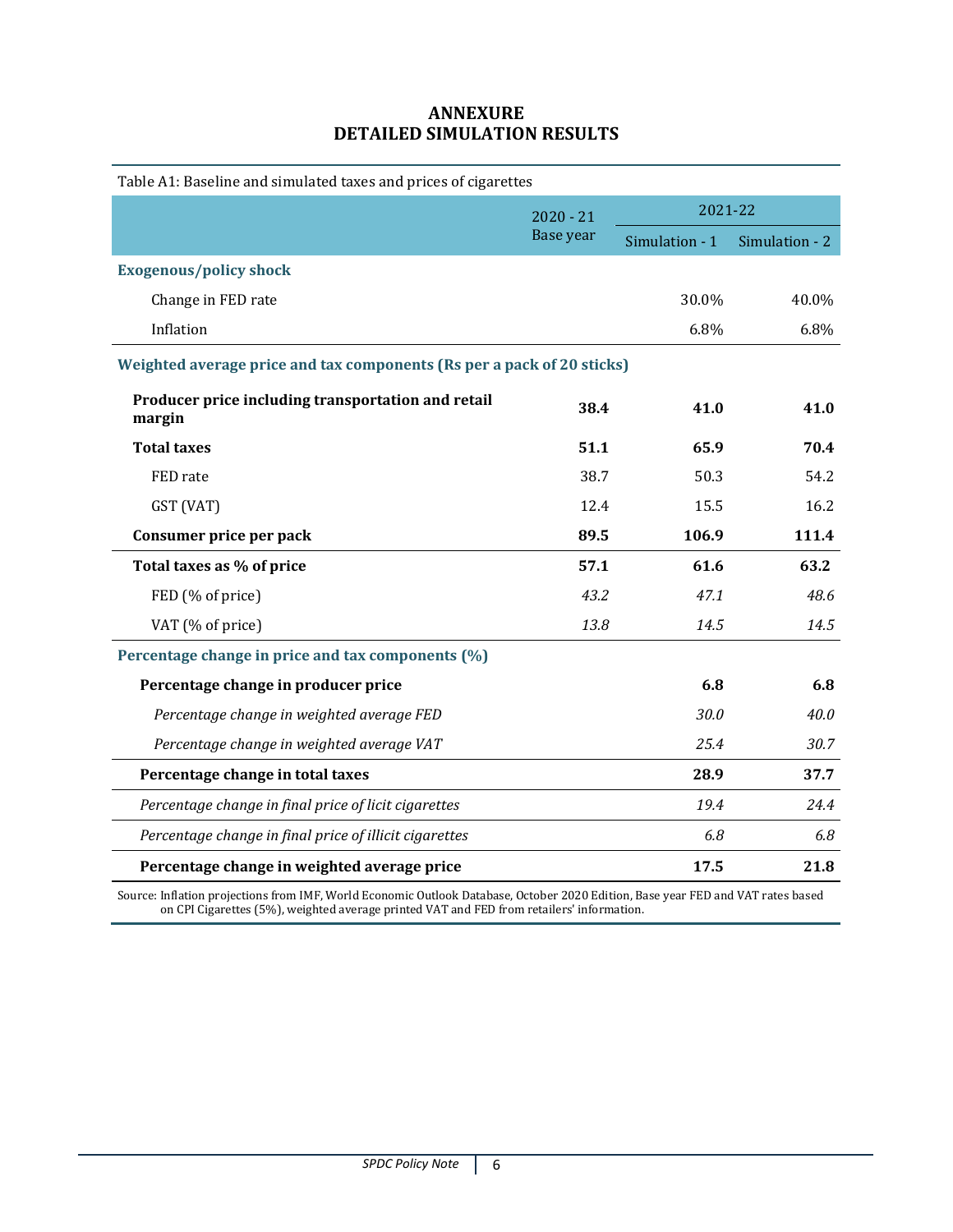# ANNEXURE
# DETAILED SIMULATION RESULTS

Table A1: Baseline and simulated taxes and prices of cigarettes

| | 2020 - 21 Base year | 2021-22 | |
|---|---|---|---|
| | | Simulation - 1 | Simulation - 2 |
| **Exogenous/policy shock** | | | |
| Change in FED rate | | 30.0% | 40.0% |
| Inflation | | 6.8% | 6.8% |
| **Weighted average price and tax components (Rs per a pack of 20 sticks)** | | | |
| **Producer price including transportation and retail margin** | **38.4** | **41.0** | **41.0** |
| **Total taxes** | **51.1** | **65.9** | **70.4** |
| FED rate | 38.7 | 50.3 | 54.2 |
| GST (VAT) | 12.4 | 15.5 | 16.2 |
| **Consumer price per pack** | **89.5** | **106.9** | **111.4** |
| **Total taxes as % of price** | **57.1** | **61.6** | **63.2** |
| FED (% of price) | *43.2* | *47.1* | *48.6* |
| VAT (% of price) | *13.8* | *14.5* | *14.5* |
| **Percentage change in price and tax components (%)** | | | |
| **Percentage change in producer price** | | **6.8** | **6.8** |
| *Percentage change in weighted average FED* | | *30.0* | *40.0* |
| *Percentage change in weighted average VAT* | | *25.4* | *30.7* |
| **Percentage change in total taxes** | | **28.9** | **37.7** |
| *Percentage change in final price of licit cigarettes* | | *19.4* | *24.4* |
| *Percentage change in final price of illicit cigarettes* | | *6.8* | *6.8* |
| **Percentage change in weighted average price** | | **17.5** | **21.8** |

Source: Inflation projections from IMF, World Economic Outlook Database, October 2020 Edition, Base year FED and VAT rates based on CPI Cigarettes (5%), weighted average printed VAT and FED from retailers' information.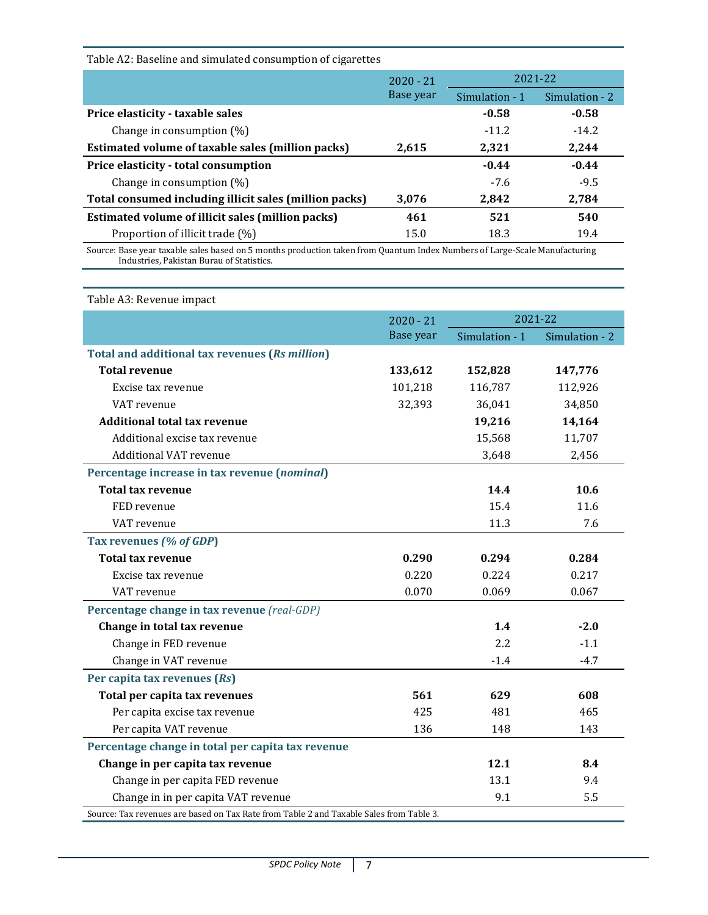Table A2: Baseline and simulated consumption of cigarettes

| | 2020 - 21 Base year | 2021-22 | |
|---|---|---|---|
| | | Simulation - 1 | Simulation - 2 |
| **Price elasticity - taxable sales** | | **-0.58** | **-0.58** |
| Change in consumption (%) | | -11.2 | -14.2 |
| **Estimated volume of taxable sales (million packs)** | **2,615** | **2,321** | **2,244** |
| **Price elasticity - total consumption** | | **-0.44** | **-0.44** |
| Change in consumption (%) | | -7.6 | -9.5 |
| **Total consumed including illicit sales (million packs)** | **3,076** | **2,842** | **2,784** |
| **Estimated volume of illicit sales (million packs)** | **461** | **521** | **540** |
| Proportion of illicit trade (%) | 15.0 | 18.3 | 19.4 |

Source: Base year taxable sales based on 5 months production taken from Quantum Index Numbers of Large-Scale Manufacturing Industries, Pakistan Burau of Statistics.

Table A3: Revenue impact

| | 2020 - 21 Base year | 2021-22 | |
|---|---|---|---|
| | | Simulation - 1 | Simulation - 2 |
| **Total and additional tax revenues (*Rs million*)** | | | |
| **Total revenue** | **133,612** | **152,828** | **147,776** |
| Excise tax revenue | 101,218 | 116,787 | 112,926 |
| VAT revenue | 32,393 | 36,041 | 34,850 |
| **Additional total tax revenue** | | **19,216** | **14,164** |
| Additional excise tax revenue | | 15,568 | 11,707 |
| Additional VAT revenue | | 3,648 | 2,456 |
| **Percentage increase in tax revenue (*nominal*)** | | | |
| **Total tax revenue** | | **14.4** | **10.6** |
| FED revenue | | 15.4 | 11.6 |
| VAT revenue | | 11.3 | 7.6 |
| **Tax revenues *(% of GDP)*** | | | |
| **Total tax revenue** | **0.290** | **0.294** | **0.284** |
| Excise tax revenue | 0.220 | 0.224 | 0.217 |
| VAT revenue | 0.070 | 0.069 | 0.067 |
| **Percentage change in tax revenue** *(real-GDP)* | | | |
| **Change in total tax revenue** | | **1.4** | **-2.0** |
| Change in FED revenue | | 2.2 | -1.1 |
| Change in VAT revenue | | -1.4 | -4.7 |
| **Per capita tax revenues (*Rs*)** | | | |
| **Total per capita tax revenues** | **561** | **629** | **608** |
| Per capita excise tax revenue | 425 | 481 | 465 |
| Per capita VAT revenue | 136 | 148 | 143 |
| **Percentage change in total per capita tax revenue** | | | |
| **Change in per capita tax revenue** | | **12.1** | **8.4** |
| Change in per capita FED revenue | | 13.1 | 9.4 |
| Change in in per capita VAT revenue | | 9.1 | 5.5 |

Source: Tax revenues are based on Tax Rate from Table 2 and Taxable Sales from Table 3.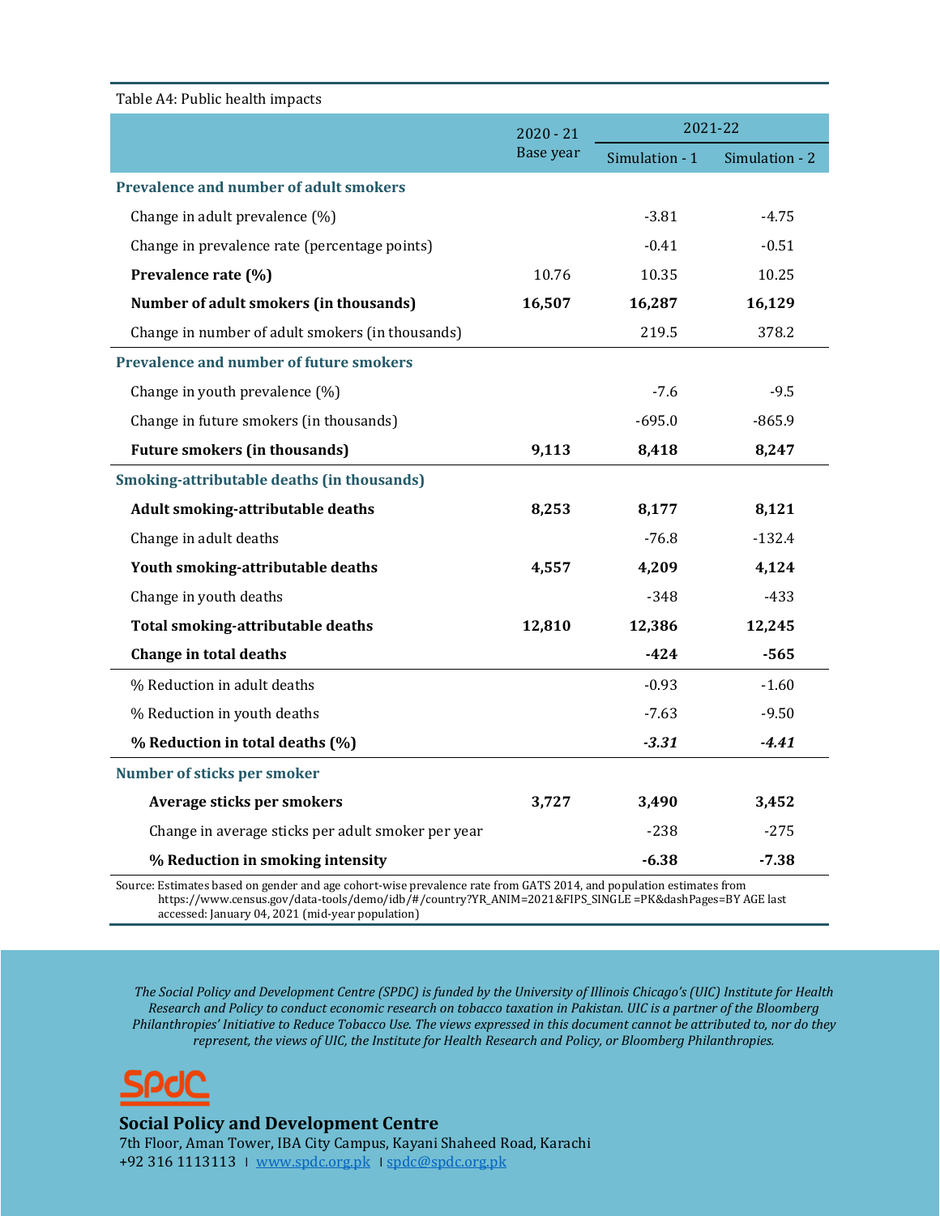Table A4: Public health impacts

| | 2020 - 21 Base year | 2021-22 | |
|---|---|---|---|
| | | Simulation - 1 | Simulation - 2 |
| **Prevalence and number of adult smokers** | | | |
| Change in adult prevalence (%) | | -3.81 | -4.75 |
| Change in prevalence rate (percentage points) | | -0.41 | -0.51 |
| **Prevalence rate (%)** | 10.76 | 10.35 | 10.25 |
| **Number of adult smokers (in thousands)** | **16,507** | **16,287** | **16,129** |
| Change in number of adult smokers (in thousands) | | 219.5 | 378.2 |
| **Prevalence and number of future smokers** | | | |
| Change in youth prevalence (%) | | -7.6 | -9.5 |
| Change in future smokers (in thousands) | | -695.0 | -865.9 |
| **Future smokers (in thousands)** | **9,113** | **8,418** | **8,247** |
| **Smoking-attributable deaths (in thousands)** | | | |
| **Adult smoking-attributable deaths** | **8,253** | **8,177** | **8,121** |
| Change in adult deaths | | -76.8 | -132.4 |
| **Youth smoking-attributable deaths** | **4,557** | **4,209** | **4,124** |
| Change in youth deaths | | -348 | -433 |
| **Total smoking-attributable deaths** | **12,810** | **12,386** | **12,245** |
| **Change in total deaths** | | **-424** | **-565** |
| % Reduction in adult deaths | | -0.93 | -1.60 |
| % Reduction in youth deaths | | -7.63 | -9.50 |
| **% Reduction in total deaths (%)** | | ***-3.31*** | ***-4.41*** |
| **Number of sticks per smoker** | | | |
| **Average sticks per smokers** | **3,727** | **3,490** | **3,452** |
| Change in average sticks per adult smoker per year | | -238 | -275 |
| **% Reduction in smoking intensity** | | **-6.38** | **-7.38** |

Source: Estimates based on gender and age cohort-wise prevalence rate from GATS 2014, and population estimates from https://www.census.gov/data-tools/demo/idb/#/country?YR_ANIM=2021&FIPS_SINGLE =PK&dashPages=BY AGE last accessed: January 04, 2021 (mid-year population)

*The Social Policy and Development Centre (SPDC) is funded by the University of Illinois Chicago's (UIC) Institute for Health Research and Policy to conduct economic research on tobacco taxation in Pakistan. UIC is a partner of the Bloomberg Philanthropies' Initiative to Reduce Tobacco Use. The views expressed in this document cannot be attributed to, nor do they represent, the views of UIC, the Institute for Health Research and Policy, or Bloomberg Philanthropies.*

SPDC

**Social Policy and Development Centre**

7th Floor, Aman Tower, IBA City Campus, Kayani Shaheed Road, Karachi

+92 316 1113113 | www.spdc.org.pk | spdc@spdc.org.pk